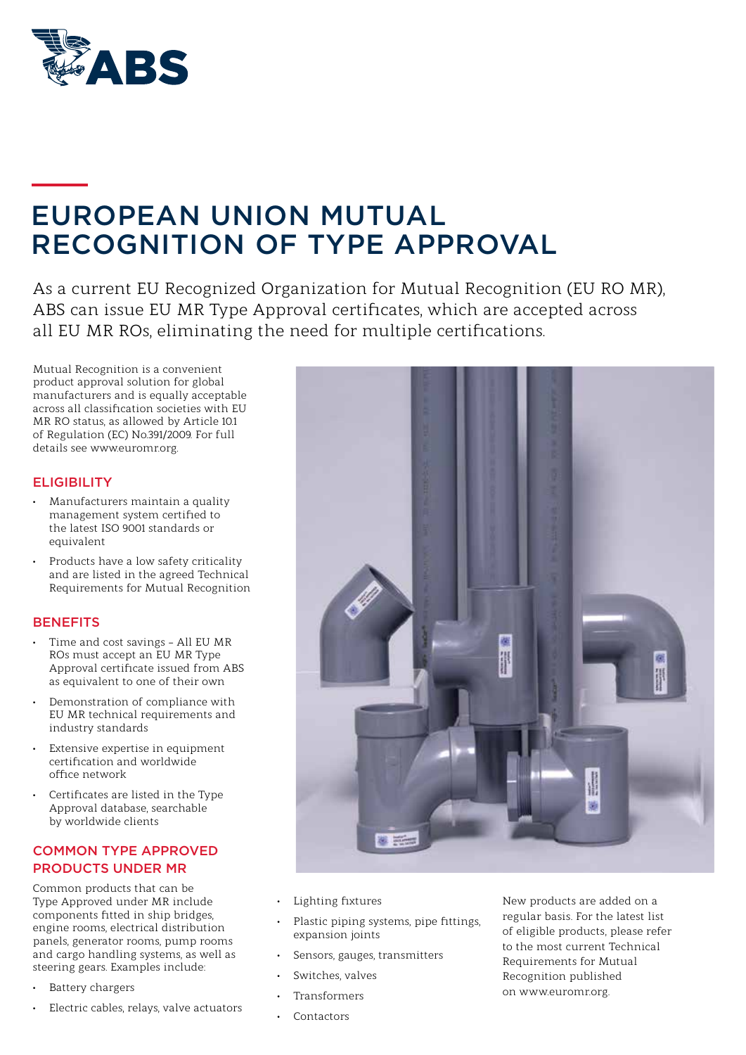# EUROPEAN UNION MUTUAL RECOGNITION OF TYPE APPROVAL

As a current EU Recognized Organization for Mutual Recognition (EU RO MR), ABS can issue EU MR Type Approval certificates, which are accepted across all EU MR ROs, eliminating the need for multiple certifications.

Mutual Recognition is a convenient product approval solution for global manufacturers and is equally acceptable across all classification societies with EU MR RO status, as allowed by Article 10.1 of Regulation (EC) No.391/2009. For full details see www.euromr.org.

## ELIGIBILITY

- Manufacturers maintain a quality management system certified to the latest ISO 9001 standards or equivalent
- Products have a low safety criticality and are listed in the agreed Technical Requirements for Mutual Recognition

## BENEFITS

- Time and cost savings – All EU MR ROs must accept an EU MR Type Approval certificate issued from ABS as equivalent to one of their own
- Demonstration of compliance with EU MR technical requirements and industry standards
- Extensive expertise in equipment certification and worldwide office network
- Certificates are listed in the Type Approval database, searchable by worldwide clients

## COMMON TYPE APPROVED PRODUCTS UNDER MR

Common products that can be Type Approved under MR include components fitted in ship bridges, engine rooms, electrical distribution panels, generator rooms, pump rooms and cargo handling systems, as well as steering gears. Examples include:

- Battery chargers
- Electric cables, relays, valve actuators
- Lighting fixtures
- Plastic piping systems, pipe fittings, expansion joints
- Sensors, gauges, transmitters
- Switches, valves
- Transformers
- Contactors

New products are added on a regular basis. For the latest list of eligible products, please refer to the most current Technical Requirements for Mutual Recognition published on www.euromr.org.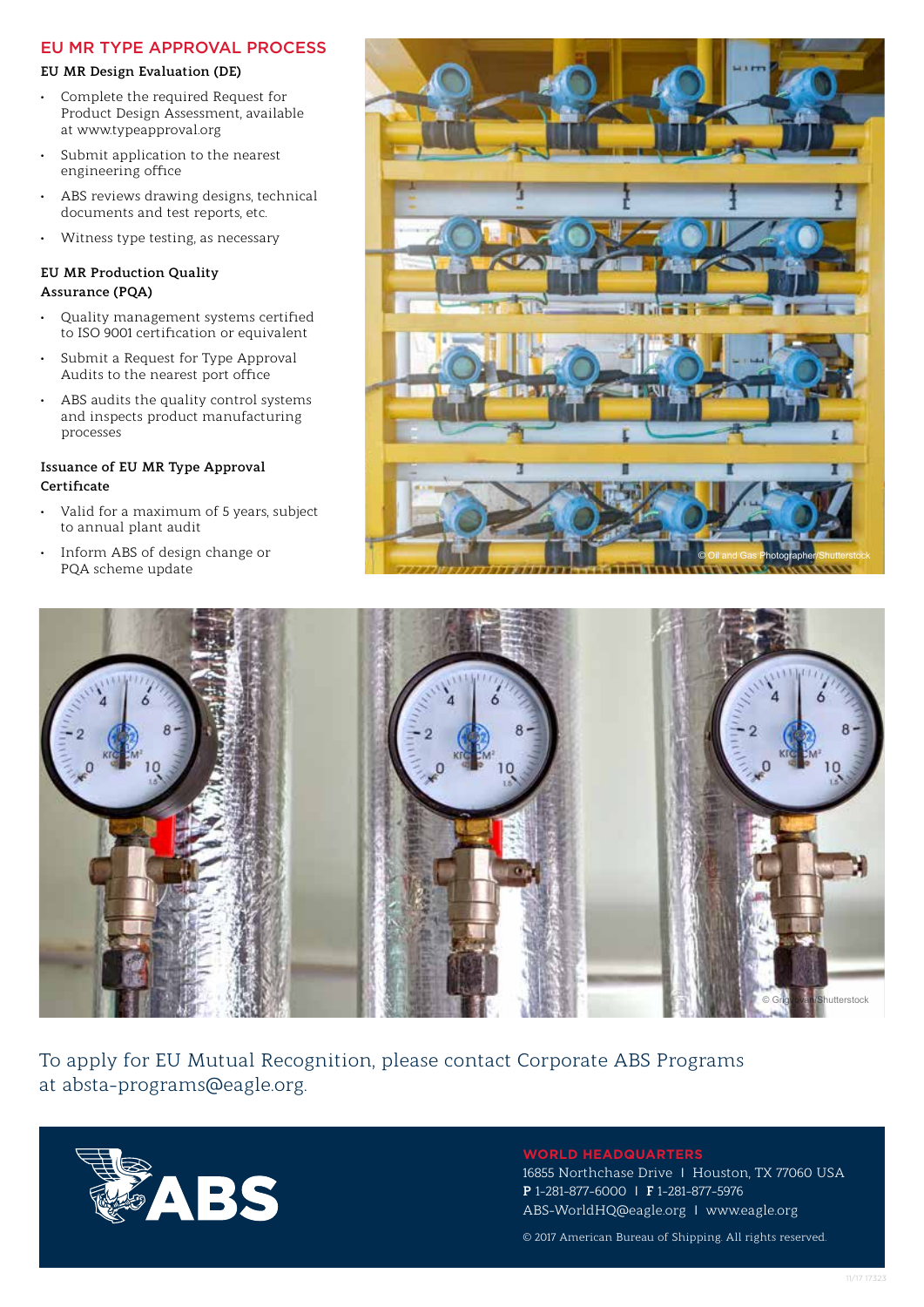## EU MR TYPE APPROVAL PROCESS

### EU MR Design Evaluation (DE)

- Complete the required Request for Product Design Assessment, available at www.typeapproval.org
- Submit application to the nearest engineering office
- ABS reviews drawing designs, technical documents and test reports, etc.
- Witness type testing, as necessary

### EU MR Production Quality Assurance (PQA)

- Quality management systems certified to ISO 9001 certification or equivalent
- Submit a Request for Type Approval Audits to the nearest port office
- ABS audits the quality control systems and inspects product manufacturing processes

### Issuance of EU MR Type Approval Certificate

- Valid for a maximum of 5 years, subject to annual plant audit
- Inform ABS of design change or PQA scheme update

© Oil and Gas Photographer/Shutterstock

© Grigvovan/Shutterstock

To apply for EU Mutual Recognition, please contact Corporate ABS Programs at absta-programs@eagle.org.

ABS

**WORLD HEADQUARTERS**
16855 Northchase Drive | Houston, TX 77060 USA
**P** 1-281-877-6000 | **F** 1-281-877-5976
ABS-WorldHQ@eagle.org | www.eagle.org

© 2017 American Bureau of Shipping. All rights reserved.

11/17 17323